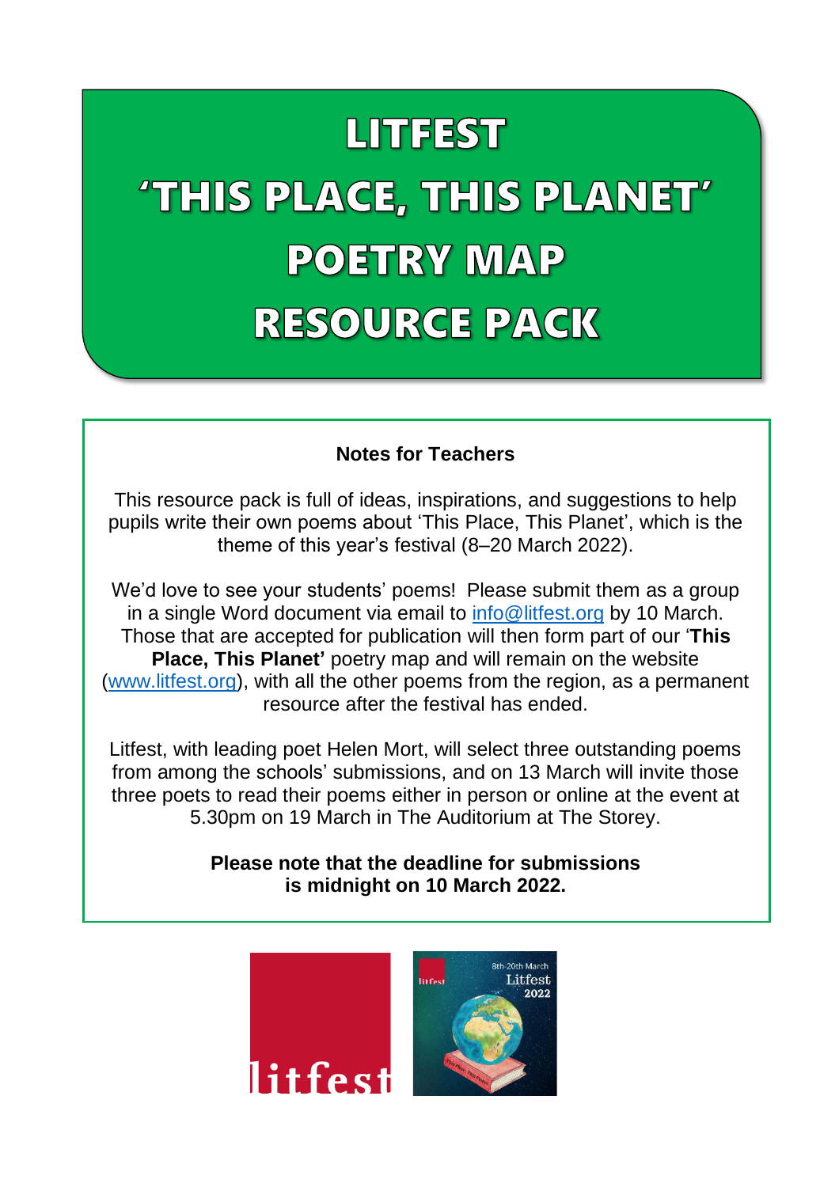# LITFEST 'THIS PLACE, THIS PLANET' POETRY MAP RESOURCE PACK

**Notes for Teachers**

This resource pack is full of ideas, inspirations, and suggestions to help pupils write their own poems about 'This Place, This Planet', which is the theme of this year's festival (8–20 March 2022).

We'd love to see your students' poems! Please submit them as a group in a single Word document via email to info@litfest.org by 10 March. Those that are accepted for publication will then form part of our '**This Place, This Planet'** poetry map and will remain on the website (www.litfest.org), with all the other poems from the region, as a permanent resource after the festival has ended.

Litfest, with leading poet Helen Mort, will select three outstanding poems from among the schools' submissions, and on 13 March will invite those three poets to read their poems either in person or online at the event at 5.30pm on 19 March in The Auditorium at The Storey.

**Please note that the deadline for submissions is midnight on 10 March 2022.**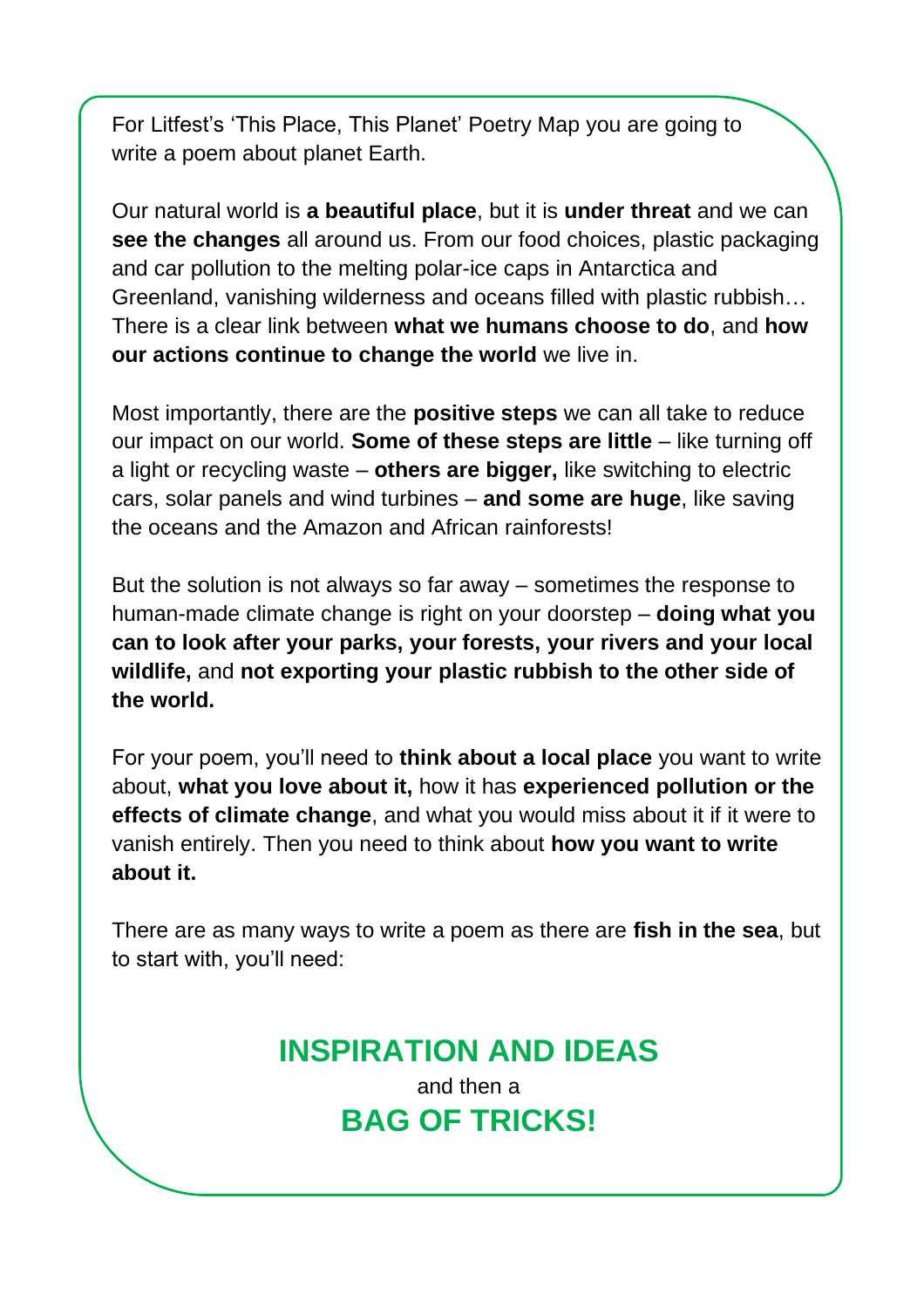For Litfest's 'This Place, This Planet' Poetry Map you are going to write a poem about planet Earth.

Our natural world is **a beautiful place**, but it is **under threat** and we can **see the changes** all around us. From our food choices, plastic packaging and car pollution to the melting polar-ice caps in Antarctica and Greenland, vanishing wilderness and oceans filled with plastic rubbish… There is a clear link between **what we humans choose to do**, and **how our actions continue to change the world** we live in.

Most importantly, there are the **positive steps** we can all take to reduce our impact on our world. **Some of these steps are little** – like turning off a light or recycling waste – **others are bigger,** like switching to electric cars, solar panels and wind turbines – **and some are huge**, like saving the oceans and the Amazon and African rainforests!

But the solution is not always so far away – sometimes the response to human-made climate change is right on your doorstep – **doing what you can to look after your parks, your forests, your rivers and your local wildlife,** and **not exporting your plastic rubbish to the other side of the world.**

For your poem, you'll need to **think about a local place** you want to write about, **what you love about it,** how it has **experienced pollution or the effects of climate change**, and what you would miss about it if it were to vanish entirely. Then you need to think about **how you want to write about it.**

There are as many ways to write a poem as there are **fish in the sea**, but to start with, you'll need:

## INSPIRATION AND IDEAS

and then a

## BAG OF TRICKS!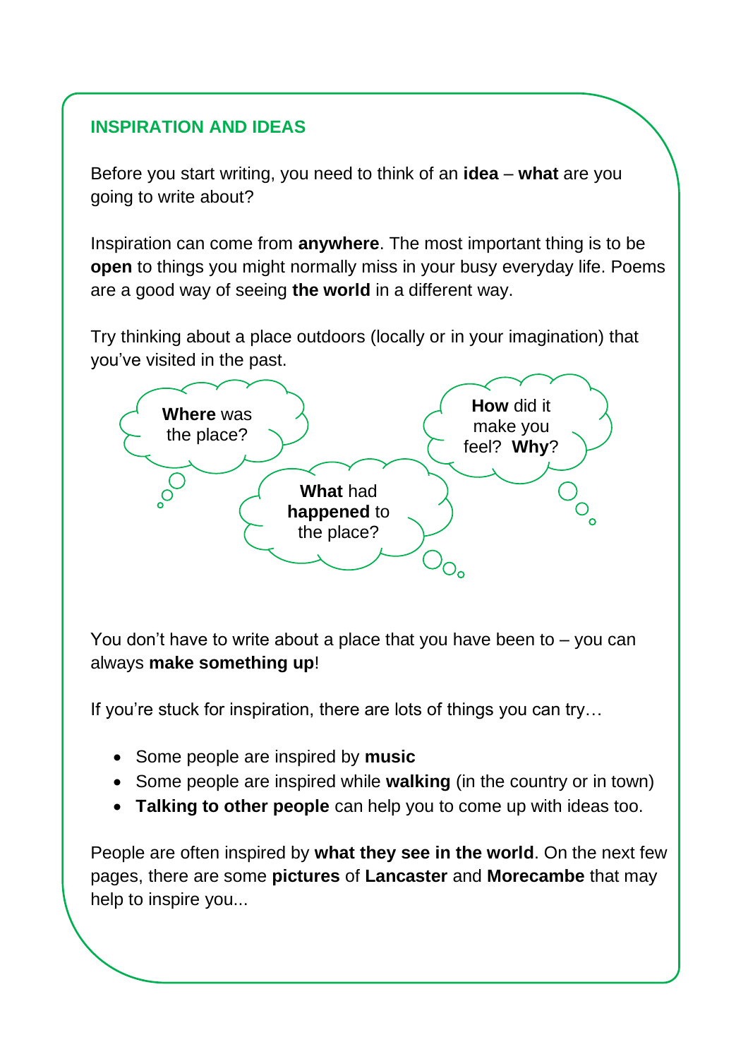## INSPIRATION AND IDEAS

Before you start writing, you need to think of an **idea** – **what** are you going to write about?

Inspiration can come from **anywhere**. The most important thing is to be **open** to things you might normally miss in your busy everyday life. Poems are a good way of seeing **the world** in a different way.

Try thinking about a place outdoors (locally or in your imagination) that you've visited in the past.

**Where** was the place?

**What** had **happened** to the place?

**How** did it make you feel? **Why**?

You don't have to write about a place that you have been to – you can always **make something up**!

If you're stuck for inspiration, there are lots of things you can try…

- Some people are inspired by **music**
- Some people are inspired while **walking** (in the country or in town)
- **Talking to other people** can help you to come up with ideas too.

People are often inspired by **what they see in the world**. On the next few pages, there are some **pictures** of **Lancaster** and **Morecambe** that may help to inspire you...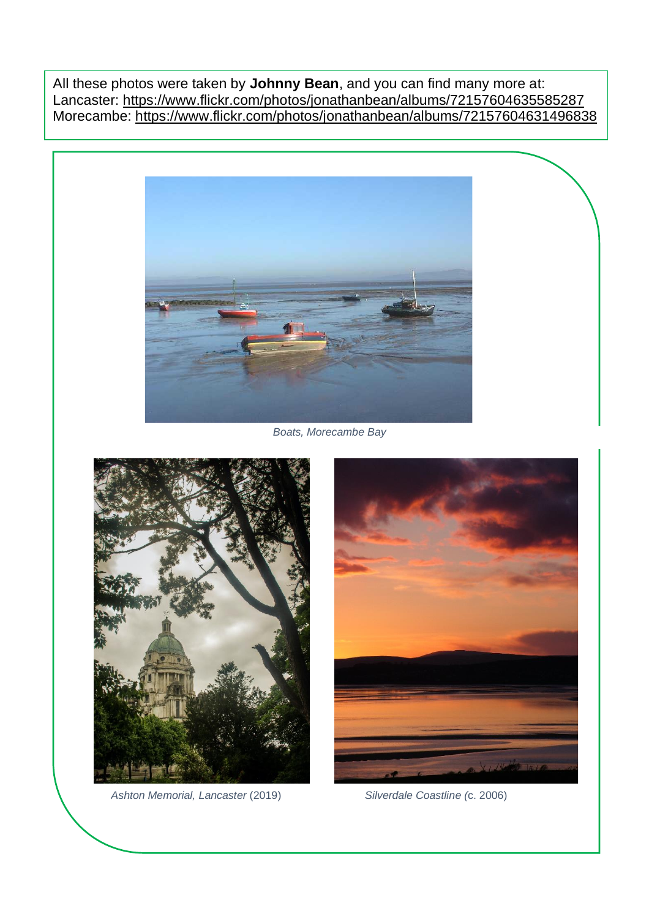All these photos were taken by **Johnny Bean**, and you can find many more at:
Lancaster: https://www.flickr.com/photos/jonathanbean/albums/72157604635585287
Morecambe: https://www.flickr.com/photos/jonathanbean/albums/72157604631496838

*Boats, Morecambe Bay*

*Ashton Memorial, Lancaster* (2019)

*Silverdale Coastline (*c. 2006)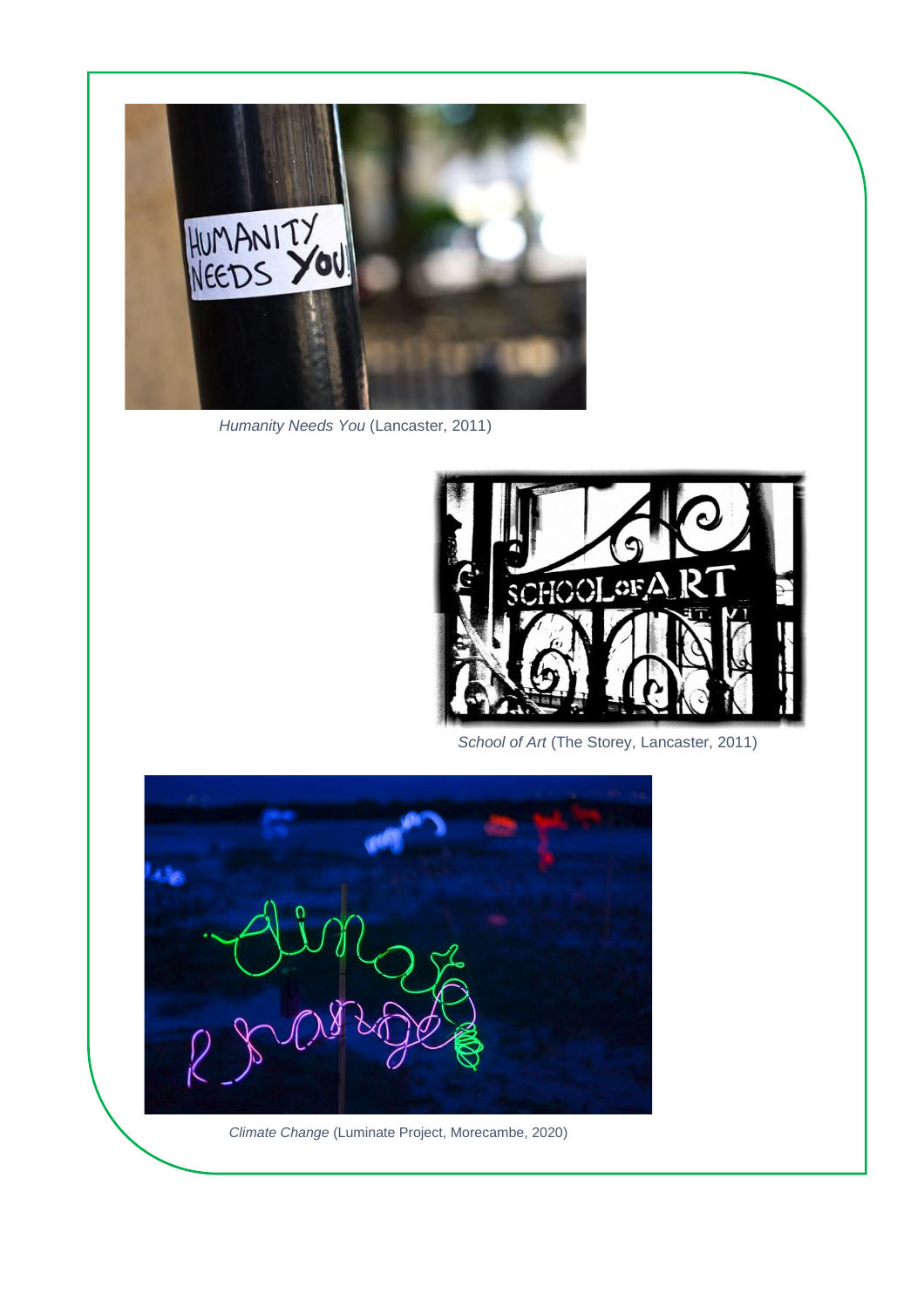*Humanity Needs You* (Lancaster, 2011)

*School of Art* (The Storey, Lancaster, 2011)

*Climate Change* (Luminate Project, Morecambe, 2020)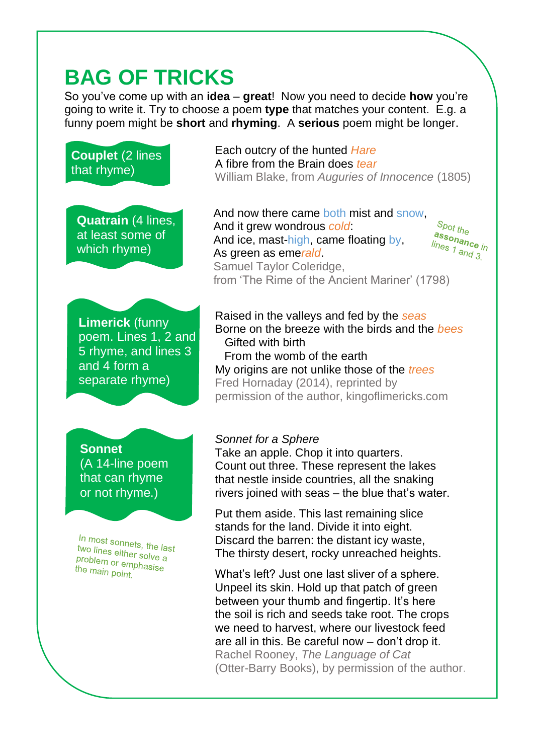# BAG OF TRICKS

So you've come up with an **idea** – **great**! Now you need to decide **how** you're going to write it. Try to choose a poem **type** that matches your content. E.g. a funny poem might be **short** and **rhyming**. A **serious** poem might be longer.

**Couplet** (2 lines that rhyme)

Each outcry of the hunted *Hare*
A fibre from the Brain does *tear*
William Blake, from *Auguries of Innocence* (1805)

**Quatrain** (4 lines, at least some of which rhyme)

And now there came both mist and snow,
And it grew wondrous *cold*:
And ice, mast-high, came floating by,
As green as eme*rald*.
Samuel Taylor Coleridge,
from 'The Rime of the Ancient Mariner' (1798)

Spot the **assonance** in lines 1 and 3.

**Limerick** (funny poem. Lines 1, 2 and 5 rhyme, and lines 3 and 4 form a separate rhyme)

Raised in the valleys and fed by the *seas*
Borne on the breeze with the birds and the *bees*
  Gifted with birth
  From the womb of the earth
My origins are not unlike those of the *trees*
Fred Hornaday (2014), reprinted by permission of the author, kingoflimericks.com

**Sonnet**
(A 14-line poem that can rhyme or not rhyme.)

In most sonnets, the last two lines either solve a problem or emphasise the main point.

*Sonnet for a Sphere*
Take an apple. Chop it into quarters.
Count out three. These represent the lakes
that nestle inside countries, all the snaking
rivers joined with seas – the blue that's water.

Put them aside. This last remaining slice
stands for the land. Divide it into eight.
Discard the barren: the distant icy waste,
The thirsty desert, rocky unreached heights.

What's left? Just one last sliver of a sphere.
Unpeel its skin. Hold up that patch of green
between your thumb and fingertip. It's here
the soil is rich and seeds take root. The crops
we need to harvest, where our livestock feed
are all in this. Be careful now – don't drop it.
Rachel Rooney, *The Language of Cat*
(Otter-Barry Books), by permission of the author.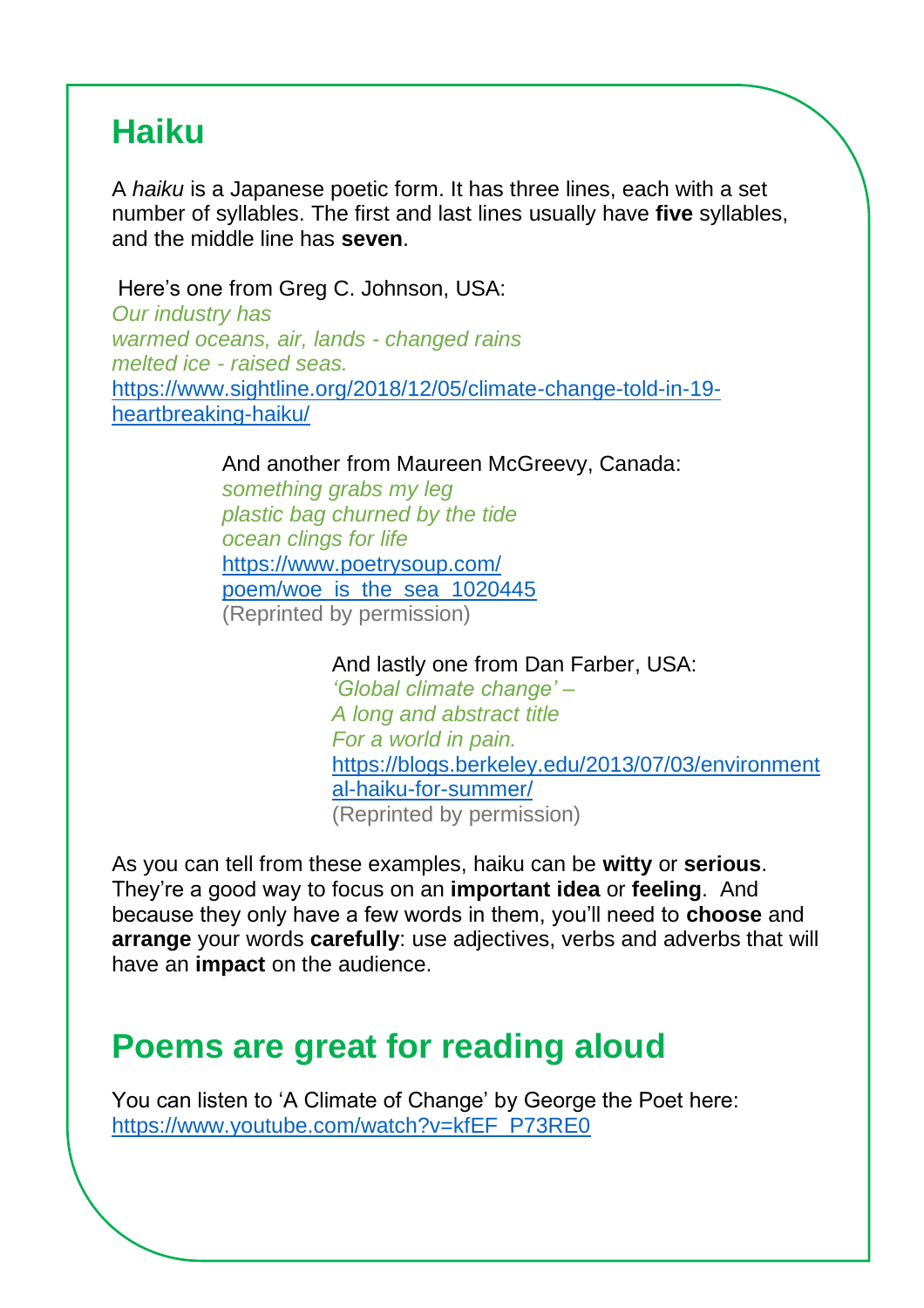## Haiku

A *haiku* is a Japanese poetic form. It has three lines, each with a set number of syllables. The first and last lines usually have **five** syllables, and the middle line has **seven**.

Here's one from Greg C. Johnson, USA:

*Our industry has*
*warmed oceans, air, lands - changed rains*
*melted ice - raised seas.*
https://www.sightline.org/2018/12/05/climate-change-told-in-19-heartbreaking-haiku/

And another from Maureen McGreevy, Canada:

*something grabs my leg*
*plastic bag churned by the tide*
*ocean clings for life*
https://www.poetrysoup.com/poem/woe_is_the_sea_1020445
(Reprinted by permission)

And lastly one from Dan Farber, USA:

*'Global climate change' –*
*A long and abstract title*
*For a world in pain.*
https://blogs.berkeley.edu/2013/07/03/environmental-haiku-for-summer/
(Reprinted by permission)

As you can tell from these examples, haiku can be **witty** or **serious**. They're a good way to focus on an **important idea** or **feeling**. And because they only have a few words in them, you'll need to **choose** and **arrange** your words **carefully**: use adjectives, verbs and adverbs that will have an **impact** on the audience.

## Poems are great for reading aloud

You can listen to 'A Climate of Change' by George the Poet here:
https://www.youtube.com/watch?v=kfEF_P73RE0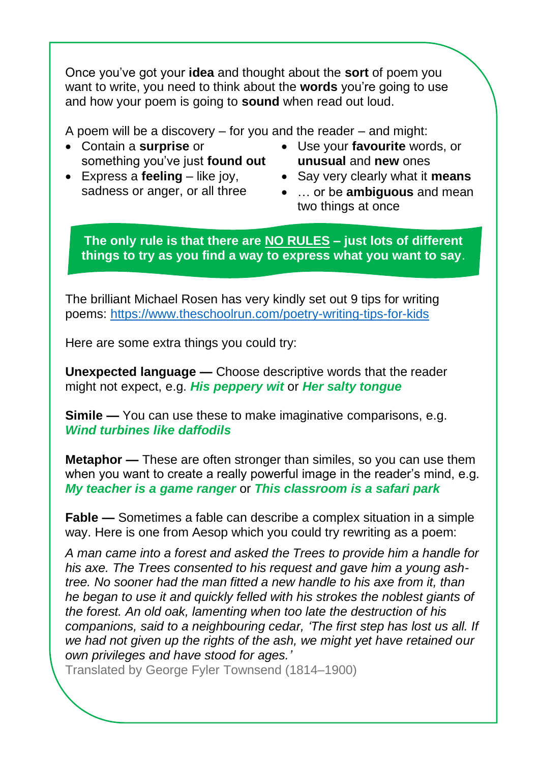Once you've got your **idea** and thought about the **sort** of poem you want to write, you need to think about the **words** you're going to use and how your poem is going to **sound** when read out loud.

A poem will be a discovery – for you and the reader – and might:

- Contain a **surprise** or something you've just **found out**
- Express a **feeling** – like joy, sadness or anger, or all three
- Use your **favourite** words, or **unusual** and **new** ones
- Say very clearly what it **means**
- … or be **ambiguous** and mean two things at once

**The only rule is that there are NO RULES – just lots of different things to try as you find a way to express what you want to say**.

The brilliant Michael Rosen has very kindly set out 9 tips for writing poems: https://www.theschoolrun.com/poetry-writing-tips-for-kids

Here are some extra things you could try:

**Unexpected language —** Choose descriptive words that the reader might not expect, e.g. ***His peppery wit*** or ***Her salty tongue***

**Simile —** You can use these to make imaginative comparisons, e.g. ***Wind turbines like daffodils***

**Metaphor —** These are often stronger than similes, so you can use them when you want to create a really powerful image in the reader's mind, e.g. ***My teacher is a game ranger*** or ***This classroom is a safari park***

**Fable —** Sometimes a fable can describe a complex situation in a simple way. Here is one from Aesop which you could try rewriting as a poem:

*A man came into a forest and asked the Trees to provide him a handle for his axe. The Trees consented to his request and gave him a young ash-tree. No sooner had the man fitted a new handle to his axe from it, than he began to use it and quickly felled with his strokes the noblest giants of the forest. An old oak, lamenting when too late the destruction of his companions, said to a neighbouring cedar, 'The first step has lost us all. If we had not given up the rights of the ash, we might yet have retained our own privileges and have stood for ages.'*

Translated by George Fyler Townsend (1814–1900)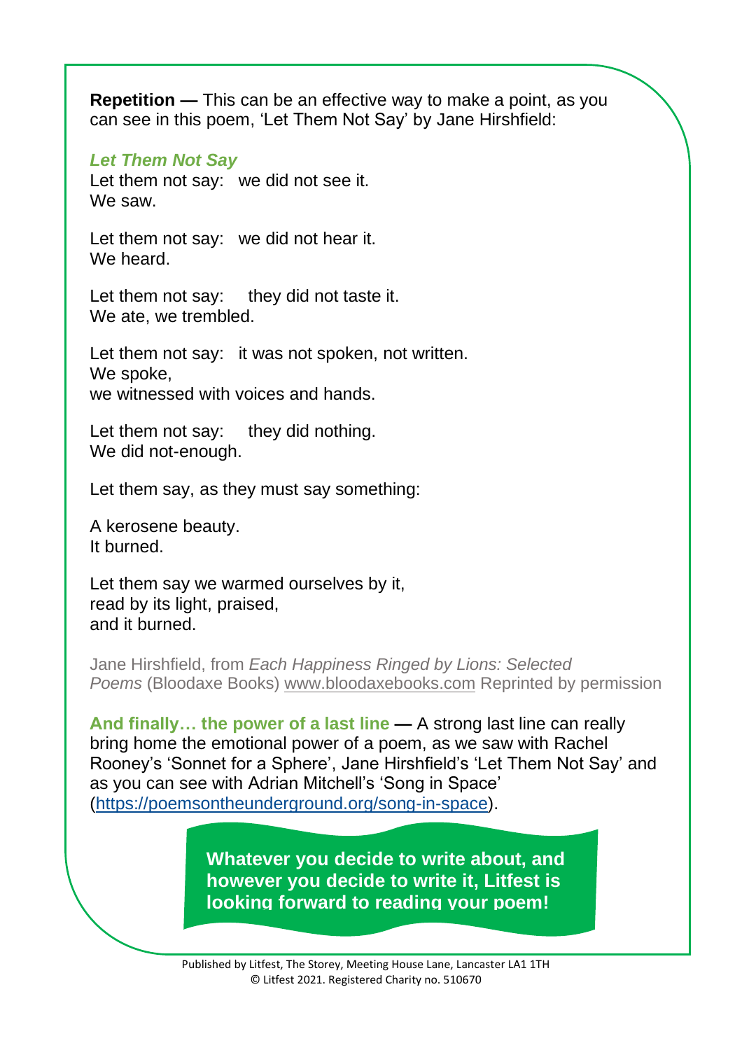**Repetition —** This can be an effective way to make a point, as you can see in this poem, 'Let Them Not Say' by Jane Hirshfield:

***Let Them Not Say***

Let them not say: we did not see it.
We saw.

Let them not say: we did not hear it.
We heard.

Let them not say: they did not taste it.
We ate, we trembled.

Let them not say: it was not spoken, not written.
We spoke,
we witnessed with voices and hands.

Let them not say: they did nothing.
We did not-enough.

Let them say, as they must say something:

A kerosene beauty.
It burned.

Let them say we warmed ourselves by it,
read by its light, praised,
and it burned.

Jane Hirshfield, from *Each Happiness Ringed by Lions: Selected Poems* (Bloodaxe Books) www.bloodaxebooks.com Reprinted by permission

**And finally… the power of a last line —** A strong last line can really bring home the emotional power of a poem, as we saw with Rachel Rooney's 'Sonnet for a Sphere', Jane Hirshfield's 'Let Them Not Say' and as you can see with Adrian Mitchell's 'Song in Space' (https://poemsontheunderground.org/song-in-space).

**Whatever you decide to write about, and however you decide to write it, Litfest is looking forward to reading your poem!**

Published by Litfest, The Storey, Meeting House Lane, Lancaster LA1 1TH
© Litfest 2021. Registered Charity no. 510670